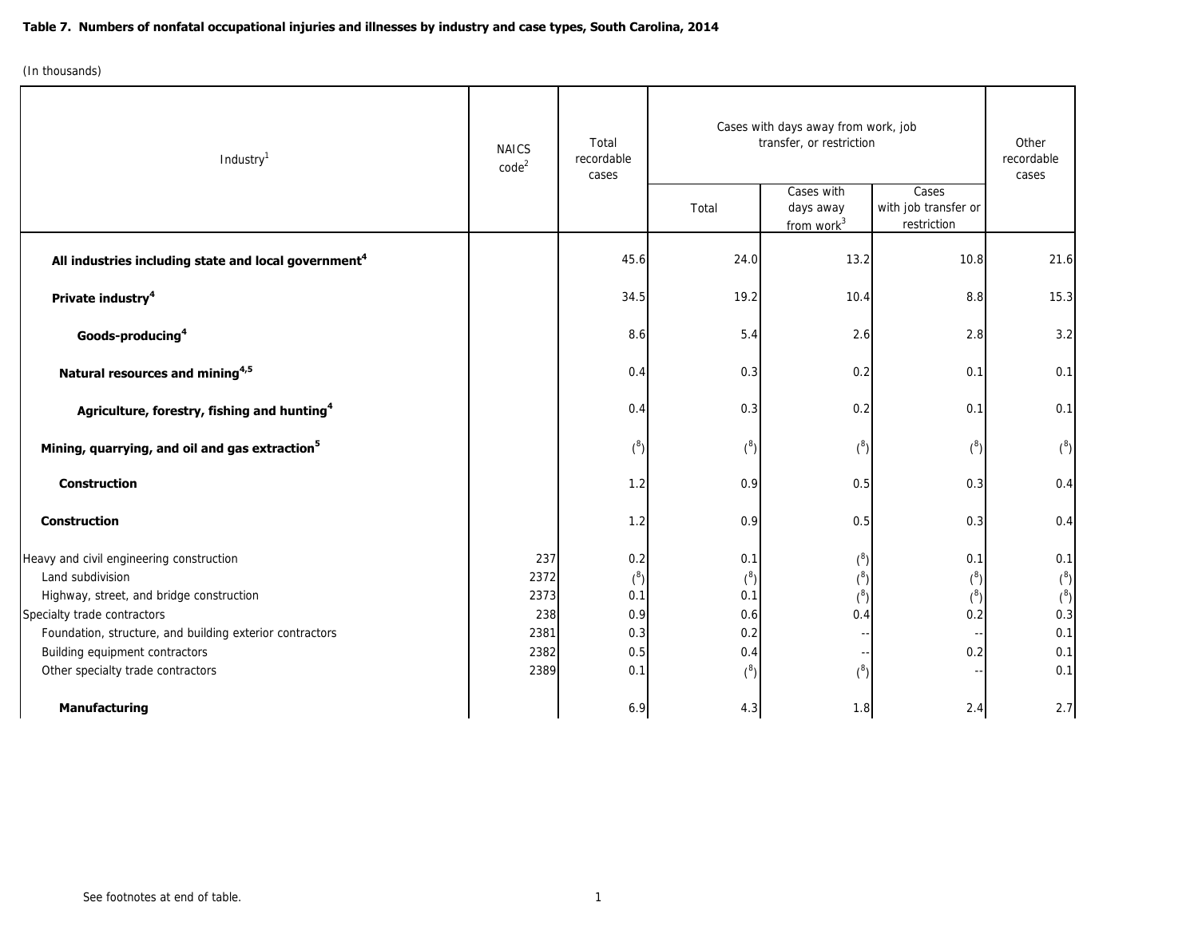**Table 7. Numbers of nonfatal occupational injuries and illnesses by industry and case types, South Carolina, 2014**

(In thousands)

| Industry[1] | NAICS code[2] | Total recordable cases | Cases with days away from work, job transfer, or restriction | | | Other recordable cases |
|---|---|---|---|---|---|---|
| | | | Total | Cases with days away from work[3] | Cases with job transfer or restriction | |
| **All industries including state and local government[4]** | | 45.6 | 24.0 | 13.2 | 10.8 | 21.6 |
| **Private industry[4]** | | 34.5 | 19.2 | 10.4 | 8.8 | 15.3 |
| **Goods-producing[4]** | | 8.6 | 5.4 | 2.6 | 2.8 | 3.2 |
| **Natural resources and mining[4,5]** | | 0.4 | 0.3 | 0.2 | 0.1 | 0.1 |
| **Agriculture, forestry, fishing and hunting[4]** | | 0.4 | 0.3 | 0.2 | 0.1 | 0.1 |
| **Mining, quarrying, and oil and gas extraction[5]** | | ([8]) | ([8]) | ([8]) | ([8]) | ([8]) |
| **Construction** | | 1.2 | 0.9 | 0.5 | 0.3 | 0.4 |
| **Construction** | | 1.2 | 0.9 | 0.5 | 0.3 | 0.4 |
| Heavy and civil engineering construction | 237 | 0.2 | 0.1 | ([8]) | 0.1 | 0.1 |
| Land subdivision | 2372 | ([8]) | ([8]) | ([8]) | ([8]) | ([8]) |
| Highway, street, and bridge construction | 2373 | 0.1 | 0.1 | ([8]) | ([8]) | ([8]) |
| Specialty trade contractors | 238 | 0.9 | 0.6 | 0.4 | 0.2 | 0.3 |
| Foundation, structure, and building exterior contractors | 2381 | 0.3 | 0.2 | -- | -- | 0.1 |
| Building equipment contractors | 2382 | 0.5 | 0.4 | -- | 0.2 | 0.1 |
| Other specialty trade contractors | 2389 | 0.1 | ([8]) | ([8]) | -- | 0.1 |
| **Manufacturing** | | 6.9 | 4.3 | 1.8 | 2.4 | 2.7 |

See footnotes at end of table.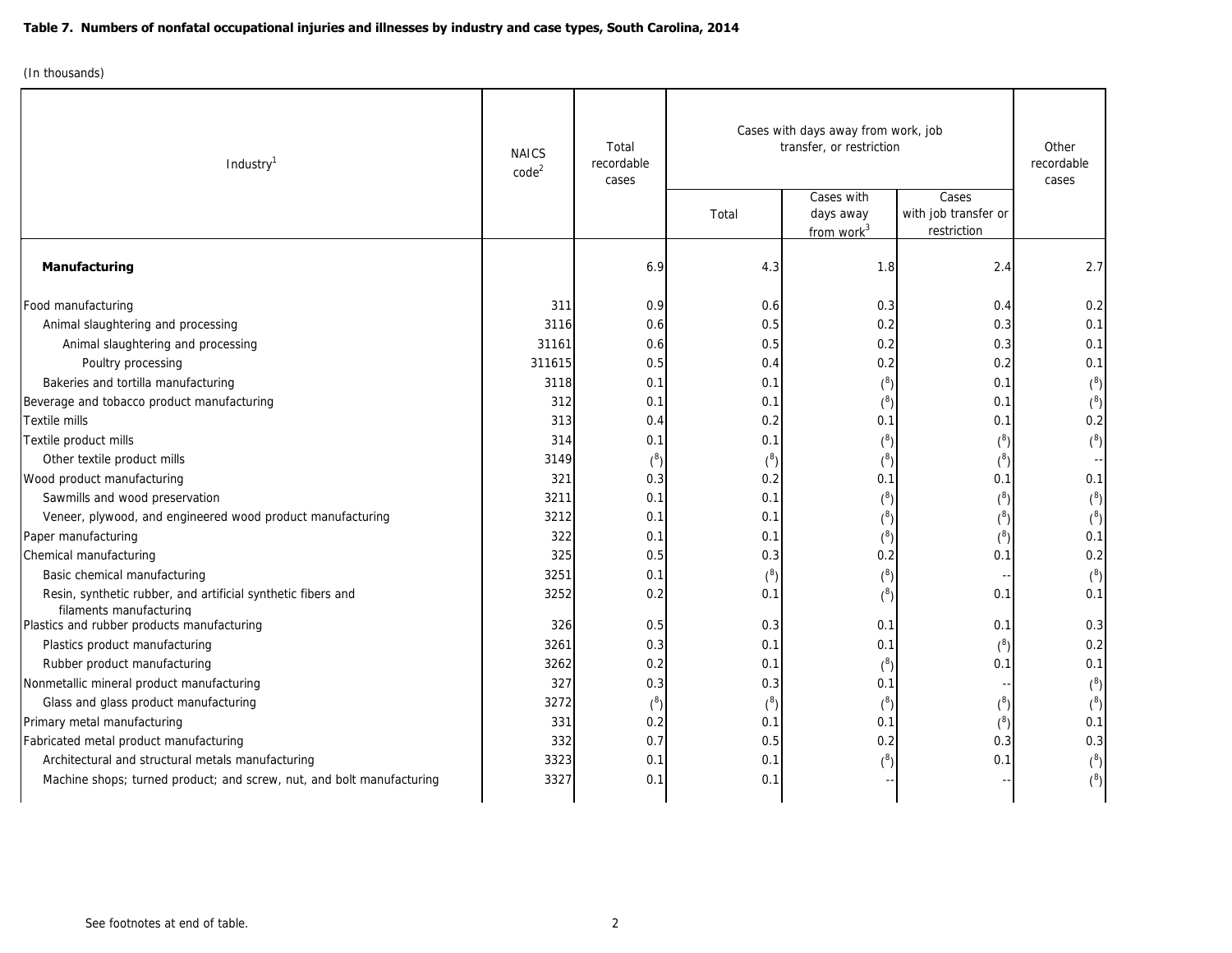**Table 7. Numbers of nonfatal occupational injuries and illnesses by industry and case types, South Carolina, 2014**

(In thousands)

| Industry[1] | NAICS code[2] | Total recordable cases | Cases with days away from work, job transfer, or restriction | | | Other recordable cases |
|---|---|---|---|---|---|---|
| | | | Total | Cases with days away from work[3] | Cases with job transfer or restriction | |
| **Manufacturing** | | 6.9 | 4.3 | 1.8 | 2.4 | 2.7 |
| Food manufacturing | 311 | 0.9 | 0.6 | 0.3 | 0.4 | 0.2 |
| Animal slaughtering and processing | 3116 | 0.6 | 0.5 | 0.2 | 0.3 | 0.1 |
| Animal slaughtering and processing | 31161 | 0.6 | 0.5 | 0.2 | 0.3 | 0.1 |
| Poultry processing | 311615 | 0.5 | 0.4 | 0.2 | 0.2 | 0.1 |
| Bakeries and tortilla manufacturing | 3118 | 0.1 | 0.1 | (8) | 0.1 | (8) |
| Beverage and tobacco product manufacturing | 312 | 0.1 | 0.1 | (8) | 0.1 | (8) |
| Textile mills | 313 | 0.4 | 0.2 | 0.1 | 0.1 | 0.2 |
| Textile product mills | 314 | 0.1 | 0.1 | (8) | (8) | (8) |
| Other textile product mills | 3149 | (8) | (8) | (8) | (8) | -- |
| Wood product manufacturing | 321 | 0.3 | 0.2 | 0.1 | 0.1 | 0.1 |
| Sawmills and wood preservation | 3211 | 0.1 | 0.1 | (8) | (8) | (8) |
| Veneer, plywood, and engineered wood product manufacturing | 3212 | 0.1 | 0.1 | (8) | (8) | (8) |
| Paper manufacturing | 322 | 0.1 | 0.1 | (8) | (8) | 0.1 |
| Chemical manufacturing | 325 | 0.5 | 0.3 | 0.2 | 0.1 | 0.2 |
| Basic chemical manufacturing | 3251 | 0.1 | (8) | (8) | -- | (8) |
| Resin, synthetic rubber, and artificial synthetic fibers and filaments manufacturing | 3252 | 0.2 | 0.1 | (8) | 0.1 | 0.1 |
| Plastics and rubber products manufacturing | 326 | 0.5 | 0.3 | 0.1 | 0.1 | 0.3 |
| Plastics product manufacturing | 3261 | 0.3 | 0.1 | 0.1 | (8) | 0.2 |
| Rubber product manufacturing | 3262 | 0.2 | 0.1 | (8) | 0.1 | 0.1 |
| Nonmetallic mineral product manufacturing | 327 | 0.3 | 0.3 | 0.1 | -- | (8) |
| Glass and glass product manufacturing | 3272 | (8) | (8) | (8) | (8) | (8) |
| Primary metal manufacturing | 331 | 0.2 | 0.1 | 0.1 | (8) | 0.1 |
| Fabricated metal product manufacturing | 332 | 0.7 | 0.5 | 0.2 | 0.3 | 0.3 |
| Architectural and structural metals manufacturing | 3323 | 0.1 | 0.1 | (8) | 0.1 | (8) |
| Machine shops; turned product; and screw, nut, and bolt manufacturing | 3327 | 0.1 | 0.1 | -- | -- | (8) |

See footnotes at end of table.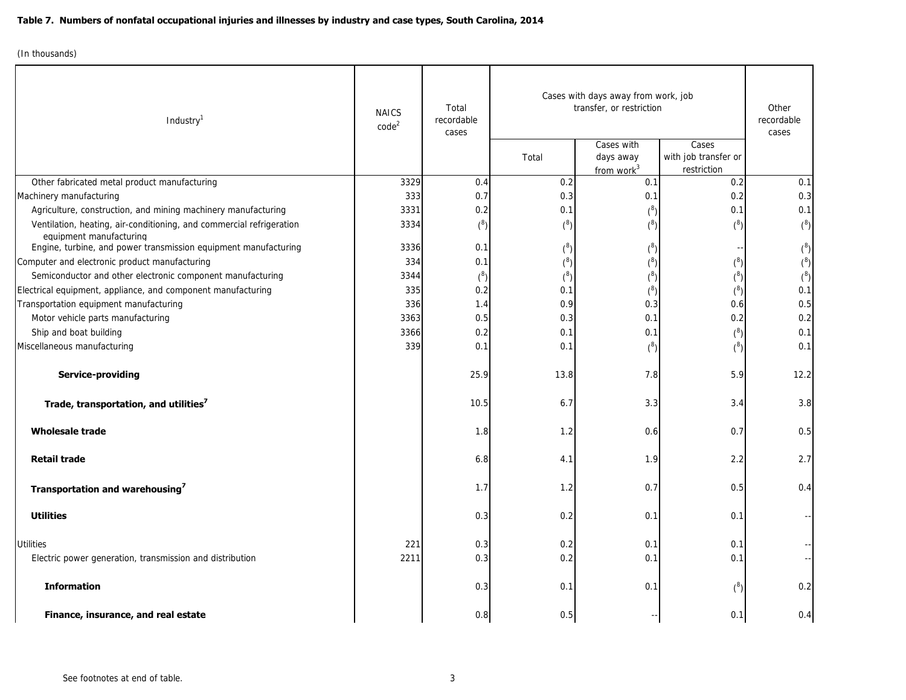**Table 7. Numbers of nonfatal occupational injuries and illnesses by industry and case types, South Carolina, 2014**

(In thousands)

| Industry[1] | NAICS code[2] | Total recordable cases | Cases with days away from work, job transfer, or restriction | | | Other recordable cases |
|---|---|---|---|---|---|---|
| | | | Total | Cases with days away from work[3] | Cases with job transfer or restriction | |
| Other fabricated metal product manufacturing | 3329 | 0.4 | 0.2 | 0.1 | 0.2 | 0.1 |
| Machinery manufacturing | 333 | 0.7 | 0.3 | 0.1 | 0.2 | 0.3 |
| Agriculture, construction, and mining machinery manufacturing | 3331 | 0.2 | 0.1 | ([8]) | 0.1 | 0.1 |
| Ventilation, heating, air-conditioning, and commercial refrigeration equipment manufacturing | 3334 | ([8]) | ([8]) | ([8]) | ([8]) | ([8]) |
| Engine, turbine, and power transmission equipment manufacturing | 3336 | 0.1 | ([8]) | ([8]) | -- | ([8]) |
| Computer and electronic product manufacturing | 334 | 0.1 | ([8]) | ([8]) | ([8]) | ([8]) |
| Semiconductor and other electronic component manufacturing | 3344 | ([8]) | ([8]) | ([8]) | ([8]) | ([8]) |
| Electrical equipment, appliance, and component manufacturing | 335 | 0.2 | 0.1 | ([8]) | ([8]) | 0.1 |
| Transportation equipment manufacturing | 336 | 1.4 | 0.9 | 0.3 | 0.6 | 0.5 |
| Motor vehicle parts manufacturing | 3363 | 0.5 | 0.3 | 0.1 | 0.2 | 0.2 |
| Ship and boat building | 3366 | 0.2 | 0.1 | 0.1 | ([8]) | 0.1 |
| Miscellaneous manufacturing | 339 | 0.1 | 0.1 | ([8]) | ([8]) | 0.1 |
| **Service-providing** | | 25.9 | 13.8 | 7.8 | 5.9 | 12.2 |
| **Trade, transportation, and utilities[7]** | | 10.5 | 6.7 | 3.3 | 3.4 | 3.8 |
| **Wholesale trade** | | 1.8 | 1.2 | 0.6 | 0.7 | 0.5 |
| **Retail trade** | | 6.8 | 4.1 | 1.9 | 2.2 | 2.7 |
| **Transportation and warehousing[7]** | | 1.7 | 1.2 | 0.7 | 0.5 | 0.4 |
| **Utilities** | | 0.3 | 0.2 | 0.1 | 0.1 | -- |
| Utilities | 221 | 0.3 | 0.2 | 0.1 | 0.1 | -- |
| Electric power generation, transmission and distribution | 2211 | 0.3 | 0.2 | 0.1 | 0.1 | -- |
| **Information** | | 0.3 | 0.1 | 0.1 | ([8]) | 0.2 |
| **Finance, insurance, and real estate** | | 0.8 | 0.5 | -- | 0.1 | 0.4 |

See footnotes at end of table.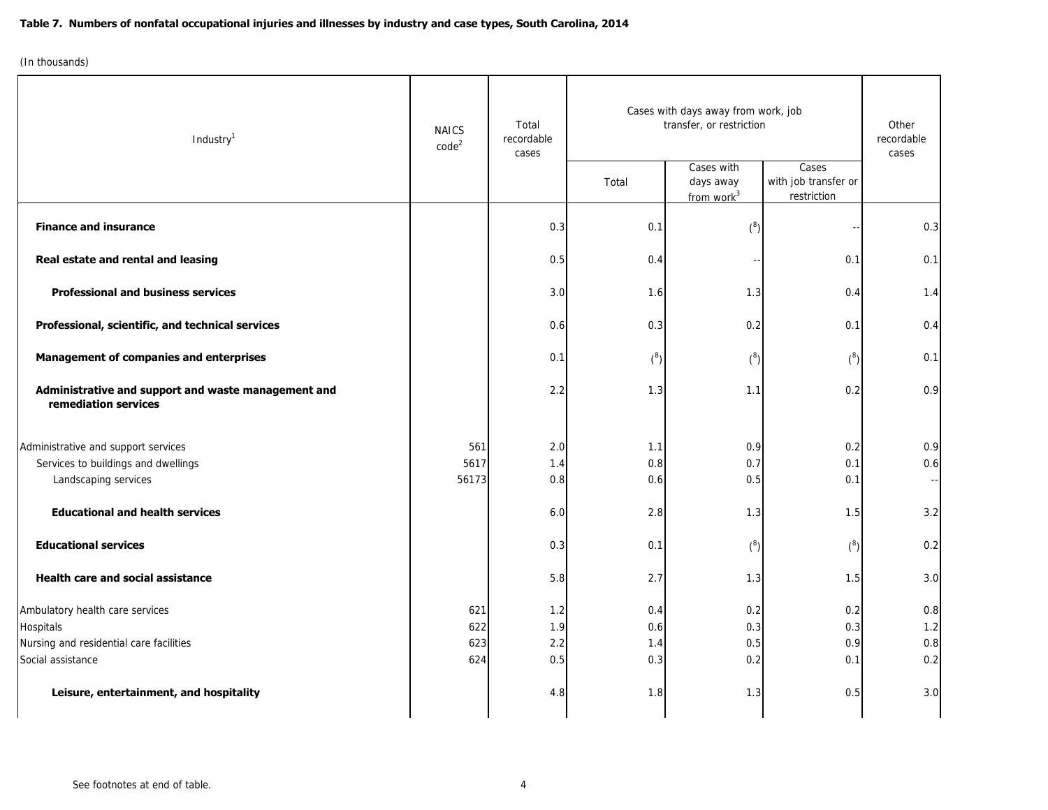**Table 7. Numbers of nonfatal occupational injuries and illnesses by industry and case types, South Carolina, 2014**

(In thousands)

| Industry[1] | NAICS code[2] | Total recordable cases | Cases with days away from work, job transfer, or restriction | | | Other recordable cases |
|---|---|---|---|---|---|---|
| | | | Total | Cases with days away from work[3] | Cases with job transfer or restriction | |
| **Finance and insurance** | | 0.3 | 0.1 | (8) | -- | 0.3 |
| **Real estate and rental and leasing** | | 0.5 | 0.4 | -- | 0.1 | 0.1 |
| **Professional and business services** | | 3.0 | 1.6 | 1.3 | 0.4 | 1.4 |
| **Professional, scientific, and technical services** | | 0.6 | 0.3 | 0.2 | 0.1 | 0.4 |
| **Management of companies and enterprises** | | 0.1 | (8) | (8) | (8) | 0.1 |
| **Administrative and support and waste management and remediation services** | | 2.2 | 1.3 | 1.1 | 0.2 | 0.9 |
| Administrative and support services | 561 | 2.0 | 1.1 | 0.9 | 0.2 | 0.9 |
| Services to buildings and dwellings | 5617 | 1.4 | 0.8 | 0.7 | 0.1 | 0.6 |
| Landscaping services | 56173 | 0.8 | 0.6 | 0.5 | 0.1 | -- |
| **Educational and health services** | | 6.0 | 2.8 | 1.3 | 1.5 | 3.2 |
| **Educational services** | | 0.3 | 0.1 | (8) | (8) | 0.2 |
| **Health care and social assistance** | | 5.8 | 2.7 | 1.3 | 1.5 | 3.0 |
| Ambulatory health care services | 621 | 1.2 | 0.4 | 0.2 | 0.2 | 0.8 |
| Hospitals | 622 | 1.9 | 0.6 | 0.3 | 0.3 | 1.2 |
| Nursing and residential care facilities | 623 | 2.2 | 1.4 | 0.5 | 0.9 | 0.8 |
| Social assistance | 624 | 0.5 | 0.3 | 0.2 | 0.1 | 0.2 |
| **Leisure, entertainment, and hospitality** | | 4.8 | 1.8 | 1.3 | 0.5 | 3.0 |

See footnotes at end of table.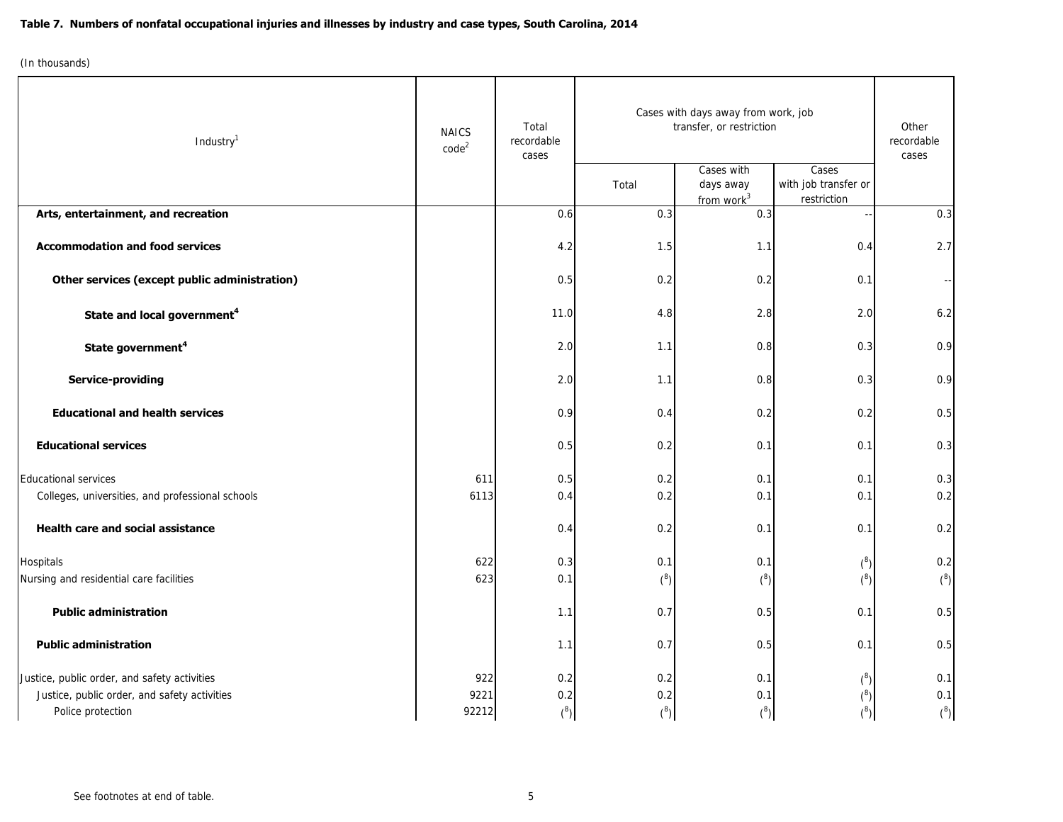**Table 7. Numbers of nonfatal occupational injuries and illnesses by industry and case types, South Carolina, 2014**

(In thousands)

| Industry[1] | NAICS code[2] | Total recordable cases | Cases with days away from work, job transfer, or restriction | | | Other recordable cases |
|---|---|---|---|---|---|---|
| | | | Total | Cases with days away from work[3] | Cases with job transfer or restriction | |
| **Arts, entertainment, and recreation** | | 0.6 | 0.3 | 0.3 | -- | 0.3 |
| **Accommodation and food services** | | 4.2 | 1.5 | 1.1 | 0.4 | 2.7 |
| **Other services (except public administration)** | | 0.5 | 0.2 | 0.2 | 0.1 | -- |
| **State and local government[4]** | | 11.0 | 4.8 | 2.8 | 2.0 | 6.2 |
| **State government[4]** | | 2.0 | 1.1 | 0.8 | 0.3 | 0.9 |
| **Service-providing** | | 2.0 | 1.1 | 0.8 | 0.3 | 0.9 |
| **Educational and health services** | | 0.9 | 0.4 | 0.2 | 0.2 | 0.5 |
| **Educational services** | | 0.5 | 0.2 | 0.1 | 0.1 | 0.3 |
| Educational services | 611 | 0.5 | 0.2 | 0.1 | 0.1 | 0.3 |
| Colleges, universities, and professional schools | 6113 | 0.4 | 0.2 | 0.1 | 0.1 | 0.2 |
| **Health care and social assistance** | | 0.4 | 0.2 | 0.1 | 0.1 | 0.2 |
| Hospitals | 622 | 0.3 | 0.1 | 0.1 | ([8]) | 0.2 |
| Nursing and residential care facilities | 623 | 0.1 | ([8]) | ([8]) | ([8]) | ([8]) |
| **Public administration** | | 1.1 | 0.7 | 0.5 | 0.1 | 0.5 |
| **Public administration** | | 1.1 | 0.7 | 0.5 | 0.1 | 0.5 |
| Justice, public order, and safety activities | 922 | 0.2 | 0.2 | 0.1 | ([8]) | 0.1 |
| Justice, public order, and safety activities | 9221 | 0.2 | 0.2 | 0.1 | ([8]) | 0.1 |
| Police protection | 92212 | ([8]) | ([8]) | ([8]) | ([8]) | ([8]) |

See footnotes at end of table.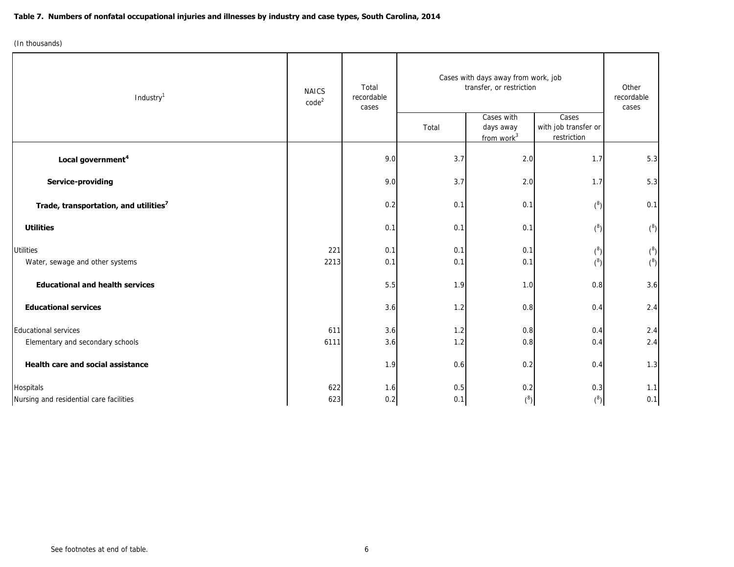**Table 7. Numbers of nonfatal occupational injuries and illnesses by industry and case types, South Carolina, 2014**

(In thousands)

| Industry[1] | NAICS code[2] | Total recordable cases | Cases with days away from work, job transfer, or restriction | | | Other recordable cases |
|---|---|---|---|---|---|---|
| | | | Total | Cases with days away from work[3] | Cases with job transfer or restriction | |
| **Local government[4]** | | 9.0 | 3.7 | 2.0 | 1.7 | 5.3 |
| **Service-providing** | | 9.0 | 3.7 | 2.0 | 1.7 | 5.3 |
| **Trade, transportation, and utilities[7]** | | 0.2 | 0.1 | 0.1 | ([8]) | 0.1 |
| **Utilities** | | 0.1 | 0.1 | 0.1 | ([8]) | ([8]) |
| Utilities | 221 | 0.1 | 0.1 | 0.1 | ([8]) | ([8]) |
| Water, sewage and other systems | 2213 | 0.1 | 0.1 | 0.1 | ([8]) | ([8]) |
| **Educational and health services** | | 5.5 | 1.9 | 1.0 | 0.8 | 3.6 |
| **Educational services** | | 3.6 | 1.2 | 0.8 | 0.4 | 2.4 |
| Educational services | 611 | 3.6 | 1.2 | 0.8 | 0.4 | 2.4 |
| Elementary and secondary schools | 6111 | 3.6 | 1.2 | 0.8 | 0.4 | 2.4 |
| **Health care and social assistance** | | 1.9 | 0.6 | 0.2 | 0.4 | 1.3 |
| Hospitals | 622 | 1.6 | 0.5 | 0.2 | 0.3 | 1.1 |
| Nursing and residential care facilities | 623 | 0.2 | 0.1 | ([8]) | ([8]) | 0.1 |

See footnotes at end of table.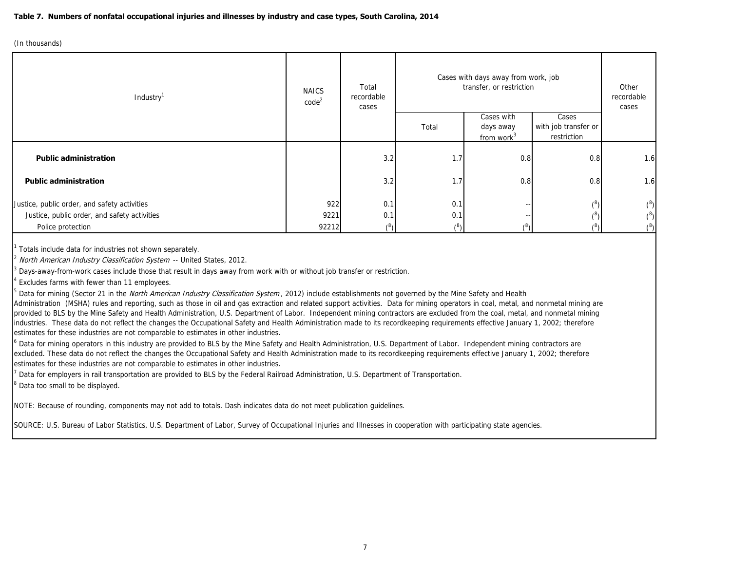**Table 7. Numbers of nonfatal occupational injuries and illnesses by industry and case types, South Carolina, 2014**

(In thousands)

| Industry[1] | NAICS code[2] | Total recordable cases | Cases with days away from work, job transfer, or restriction | | | Other recordable cases |
|---|---|---|---|---|---|---|
| | | | Total | Cases with days away from work[3] | Cases with job transfer or restriction | |
| **Public administration** | | 3.2 | 1.7 | 0.8 | 0.8 | 1.6 |
| **Public administration** | | 3.2 | 1.7 | 0.8 | 0.8 | 1.6 |
| Justice, public order, and safety activities | 922 | 0.1 | 0.1 | -- | ([8]) | ([8]) |
| Justice, public order, and safety activities | 9221 | 0.1 | 0.1 | -- | ([8]) | ([8]) |
| Police protection | 92212 | ([8]) | ([8]) | ([8]) | ([8]) | ([8]) |

[1] Totals include data for industries not shown separately.

[2] *North American Industry Classification System* -- United States, 2012.

[3] Days-away-from-work cases include those that result in days away from work with or without job transfer or restriction.

[4] Excludes farms with fewer than 11 employees.

[5] Data for mining (Sector 21 in the *North American Industry Classification System*, 2012) include establishments not governed by the Mine Safety and Health Administration (MSHA) rules and reporting, such as those in oil and gas extraction and related support activities. Data for mining operators in coal, metal, and nonmetal mining are provided to BLS by the Mine Safety and Health Administration, U.S. Department of Labor. Independent mining contractors are excluded from the coal, metal, and nonmetal mining industries. These data do not reflect the changes the Occupational Safety and Health Administration made to its recordkeeping requirements effective January 1, 2002; therefore estimates for these industries are not comparable to estimates in other industries.

[6] Data for mining operators in this industry are provided to BLS by the Mine Safety and Health Administration, U.S. Department of Labor. Independent mining contractors are excluded. These data do not reflect the changes the Occupational Safety and Health Administration made to its recordkeeping requirements effective January 1, 2002; therefore estimates for these industries are not comparable to estimates in other industries.

[7] Data for employers in rail transportation are provided to BLS by the Federal Railroad Administration, U.S. Department of Transportation.

[8] Data too small to be displayed.

NOTE: Because of rounding, components may not add to totals. Dash indicates data do not meet publication guidelines.

SOURCE: U.S. Bureau of Labor Statistics, U.S. Department of Labor, Survey of Occupational Injuries and Illnesses in cooperation with participating state agencies.